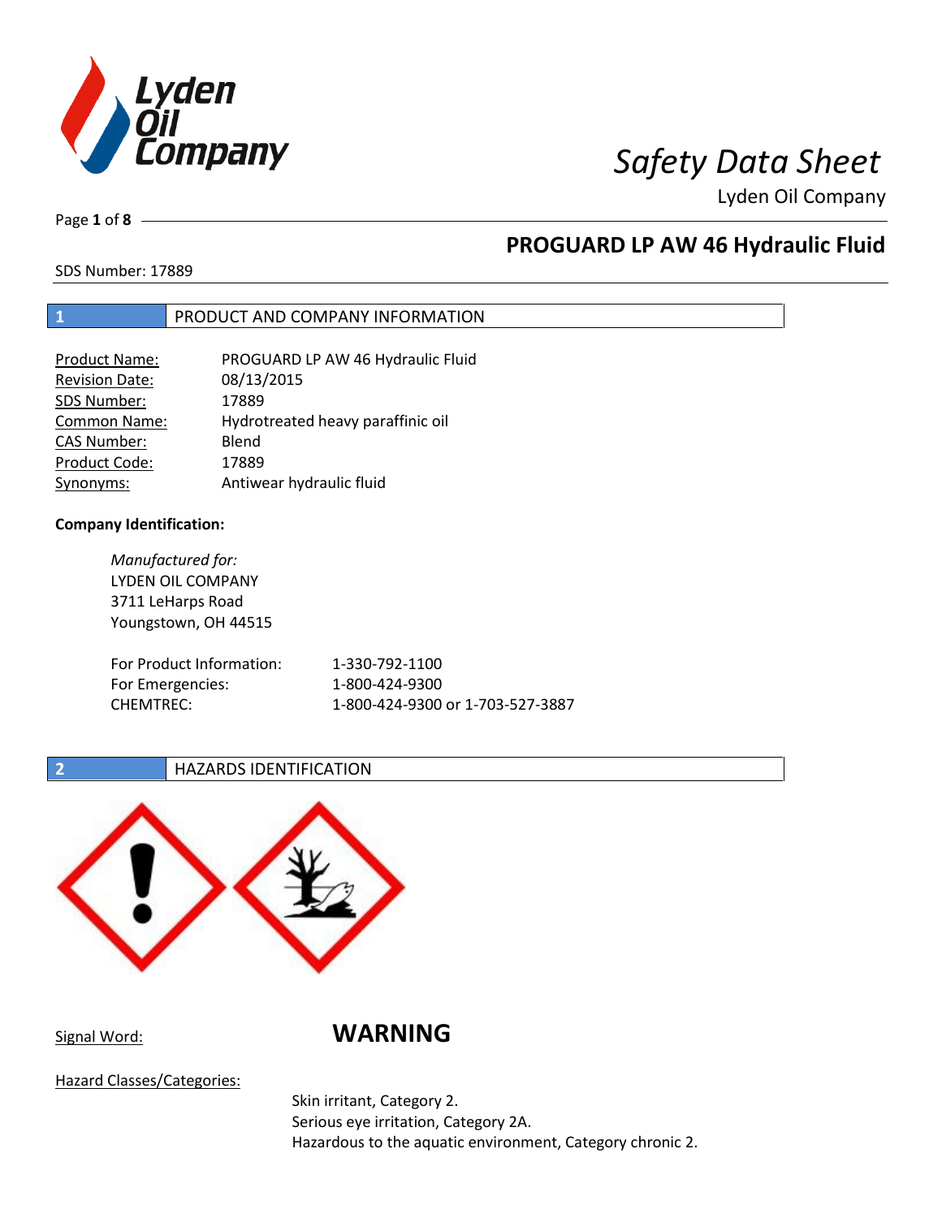# Safety Data Sheet

Lyden Oil Company

## PROGUARD LP AW 46 Hydraulic Fluid

SDS Number: 17889

## 1 PRODUCT AND COMPANY INFORMATION

| | |
|---|---|
| Product Name: | PROGUARD LP AW 46 Hydraulic Fluid |
| Revision Date: | 08/13/2015 |
| SDS Number: | 17889 |
| Common Name: | Hydrotreated heavy paraffinic oil |
| CAS Number: | Blend |
| Product Code: | 17889 |
| Synonyms: | Antiwear hydraulic fluid |

**Company Identification:**

*Manufactured for:*
LYDEN OIL COMPANY
3711 LeHarps Road
Youngstown, OH 44515

| | |
|---|---|
| For Product Information: | 1-330-792-1100 |
| For Emergencies: | 1-800-424-9300 |
| CHEMTREC: | 1-800-424-9300 or 1-703-527-3887 |

## 2 HAZARDS IDENTIFICATION

Signal Word: **WARNING**

Hazard Classes/Categories:

Skin irritant, Category 2.
Serious eye irritation, Category 2A.
Hazardous to the aquatic environment, Category chronic 2.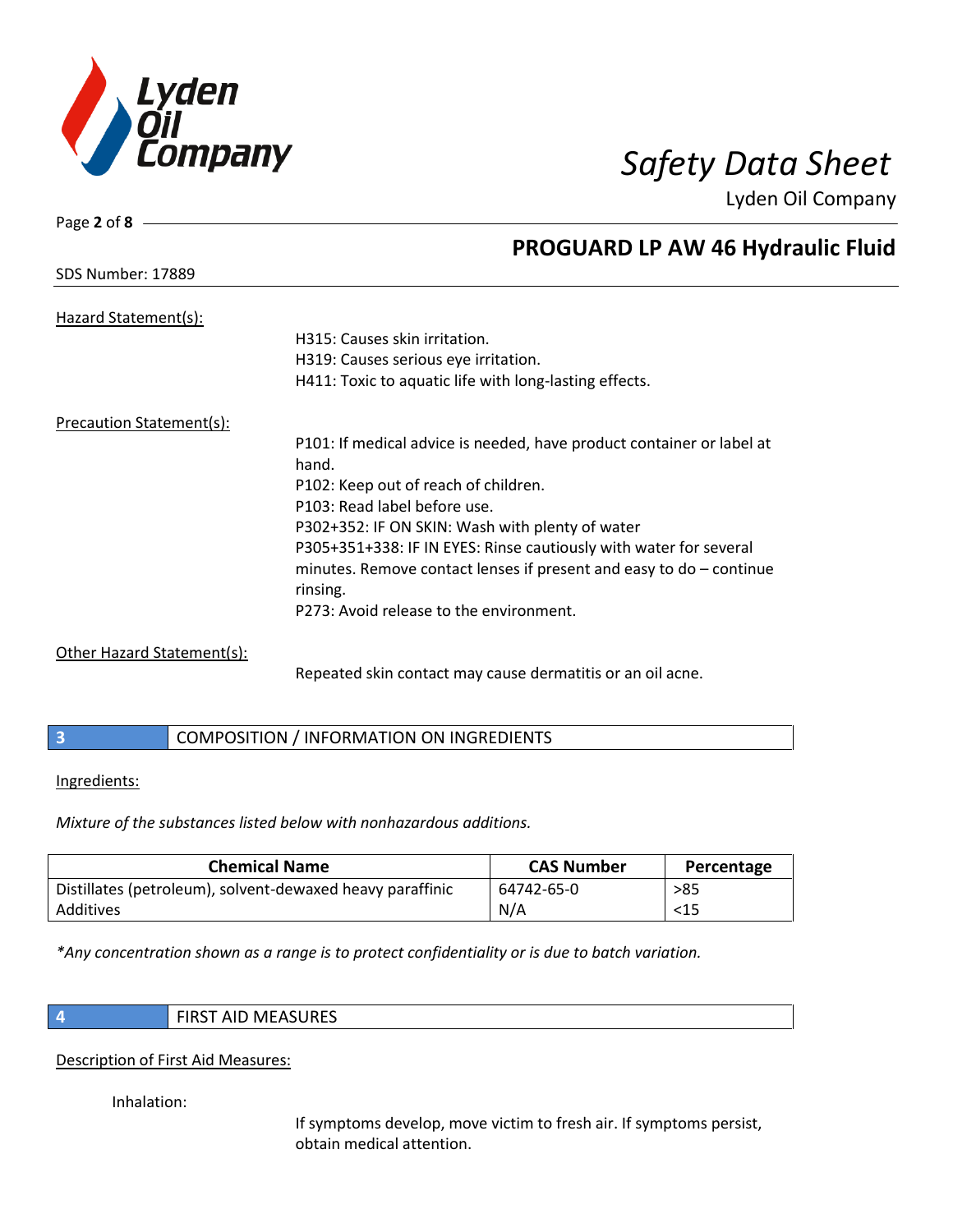Hazard Statement(s):

H315: Causes skin irritation.
H319: Causes serious eye irritation.
H411: Toxic to aquatic life with long-lasting effects.

Precaution Statement(s):

P101: If medical advice is needed, have product container or label at hand.
P102: Keep out of reach of children.
P103: Read label before use.
P302+352: IF ON SKIN: Wash with plenty of water
P305+351+338: IF IN EYES: Rinse cautiously with water for several minutes. Remove contact lenses if present and easy to do – continue rinsing.
P273: Avoid release to the environment.

Other Hazard Statement(s):

Repeated skin contact may cause dermatitis or an oil acne.

## 3 COMPOSITION / INFORMATION ON INGREDIENTS

Ingredients:

*Mixture of the substances listed below with nonhazardous additions.*

| Chemical Name | CAS Number | Percentage |
|---|---|---|
| Distillates (petroleum), solvent-dewaxed heavy paraffinic | 64742-65-0 | >85 |
| Additives | N/A | <15 |

*\*Any concentration shown as a range is to protect confidentiality or is due to batch variation.*

## 4 FIRST AID MEASURES

Description of First Aid Measures:

Inhalation:

If symptoms develop, move victim to fresh air. If symptoms persist, obtain medical attention.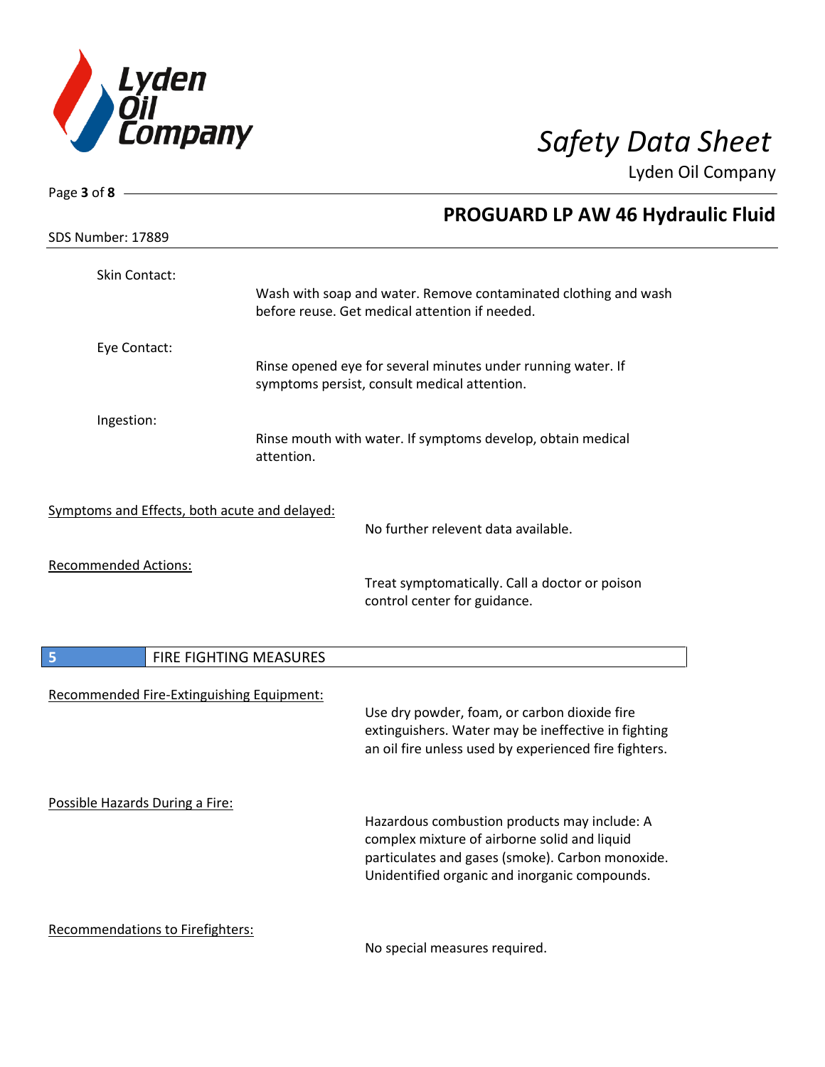Skin Contact:

Wash with soap and water. Remove contaminated clothing and wash before reuse. Get medical attention if needed.

Eye Contact:

Rinse opened eye for several minutes under running water. If symptoms persist, consult medical attention.

Ingestion:

Rinse mouth with water. If symptoms develop, obtain medical attention.

Symptoms and Effects, both acute and delayed:

No further relevent data available.

Recommended Actions:

Treat symptomatically. Call a doctor or poison control center for guidance.

## 5 FIRE FIGHTING MEASURES

Recommended Fire-Extinguishing Equipment:

Use dry powder, foam, or carbon dioxide fire extinguishers. Water may be ineffective in fighting an oil fire unless used by experienced fire fighters.

Possible Hazards During a Fire:

Hazardous combustion products may include: A complex mixture of airborne solid and liquid particulates and gases (smoke). Carbon monoxide. Unidentified organic and inorganic compounds.

Recommendations to Firefighters:

No special measures required.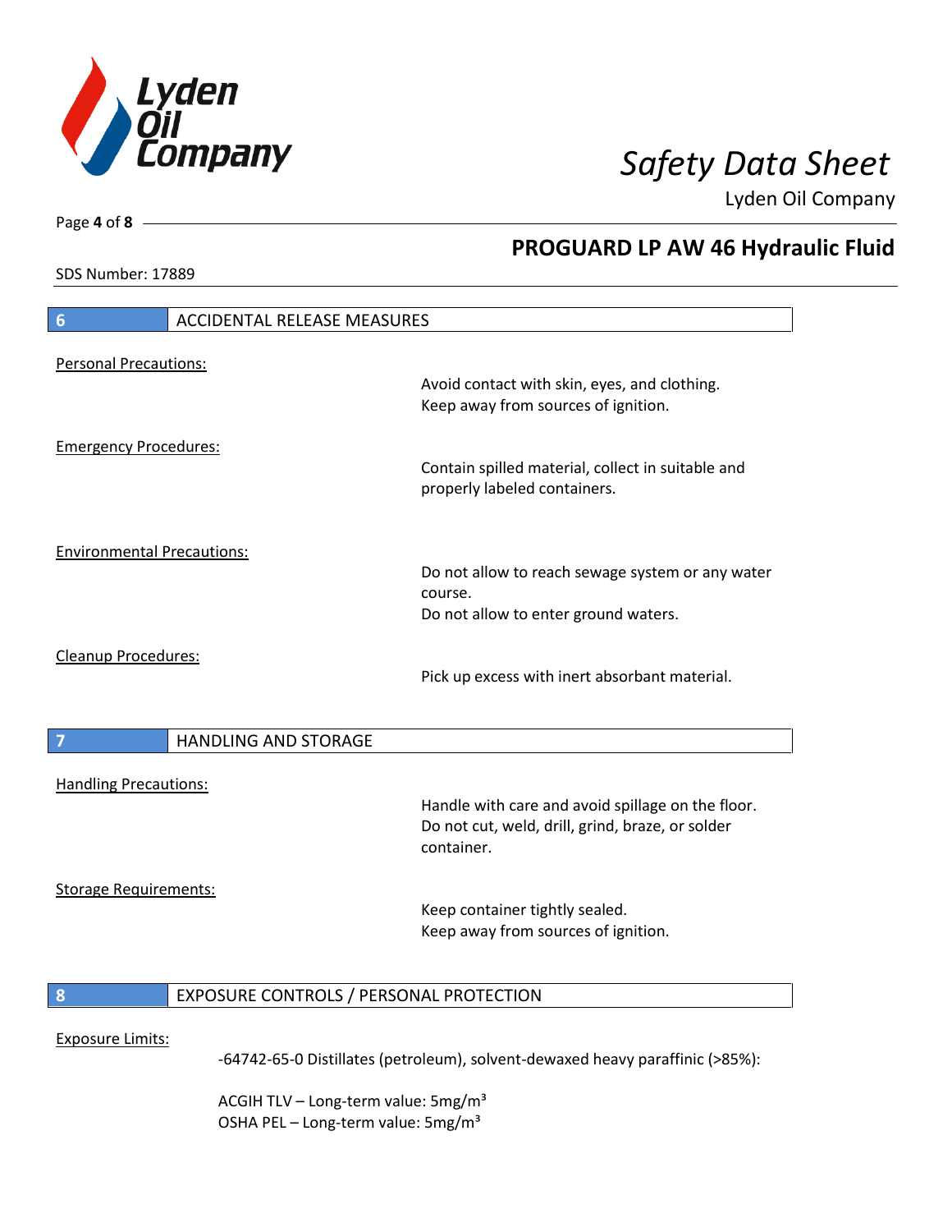## 6 ACCIDENTAL RELEASE MEASURES

Personal Precautions:

Avoid contact with skin, eyes, and clothing.
Keep away from sources of ignition.

Emergency Procedures:

Contain spilled material, collect in suitable and properly labeled containers.

Environmental Precautions:

Do not allow to reach sewage system or any water course.
Do not allow to enter ground waters.

Cleanup Procedures:

Pick up excess with inert absorbant material.

## 7 HANDLING AND STORAGE

Handling Precautions:

Handle with care and avoid spillage on the floor.
Do not cut, weld, drill, grind, braze, or solder container.

Storage Requirements:

Keep container tightly sealed.
Keep away from sources of ignition.

## 8 EXPOSURE CONTROLS / PERSONAL PROTECTION

Exposure Limits:

-64742-65-0 Distillates (petroleum), solvent-dewaxed heavy paraffinic (>85%):

ACGIH TLV – Long-term value: 5mg/m³
OSHA PEL – Long-term value: 5mg/m³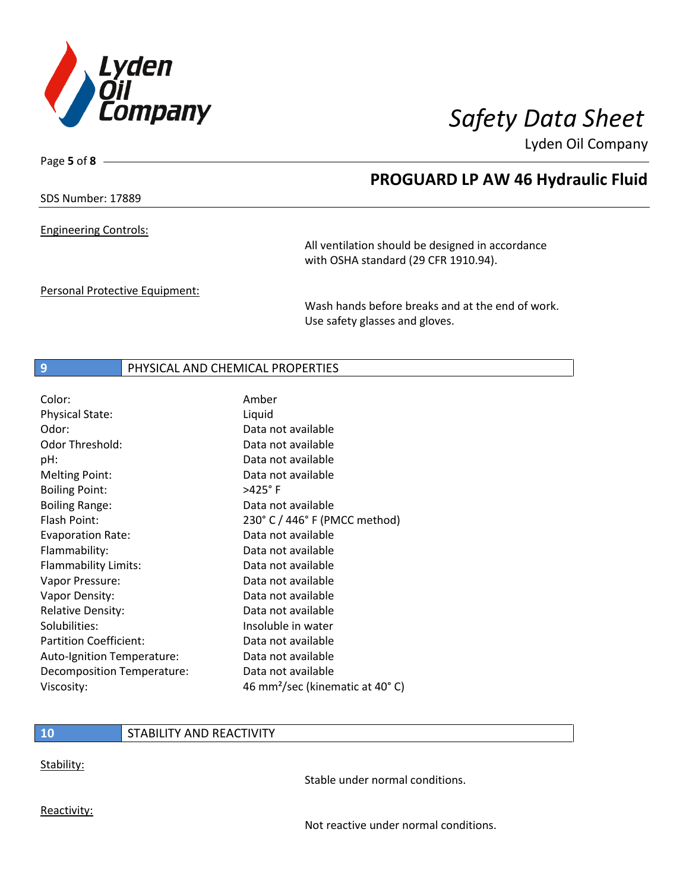Engineering Controls:

All ventilation should be designed in accordance with OSHA standard (29 CFR 1910.94).

Personal Protective Equipment:

Wash hands before breaks and at the end of work. Use safety glasses and gloves.

## 9 PHYSICAL AND CHEMICAL PROPERTIES

| Property | Value |
|---|---|
| Color: | Amber |
| Physical State: | Liquid |
| Odor: | Data not available |
| Odor Threshold: | Data not available |
| pH: | Data not available |
| Melting Point: | Data not available |
| Boiling Point: | >425° F |
| Boiling Range: | Data not available |
| Flash Point: | 230° C / 446° F (PMCC method) |
| Evaporation Rate: | Data not available |
| Flammability: | Data not available |
| Flammability Limits: | Data not available |
| Vapor Pressure: | Data not available |
| Vapor Density: | Data not available |
| Relative Density: | Data not available |
| Solubilities: | Insoluble in water |
| Partition Coefficient: | Data not available |
| Auto-Ignition Temperature: | Data not available |
| Decomposition Temperature: | Data not available |
| Viscosity: | 46 $mm^2$/sec (kinematic at 40° C) |

## 10 STABILITY AND REACTIVITY

Stability:

Stable under normal conditions.

Reactivity:

Not reactive under normal conditions.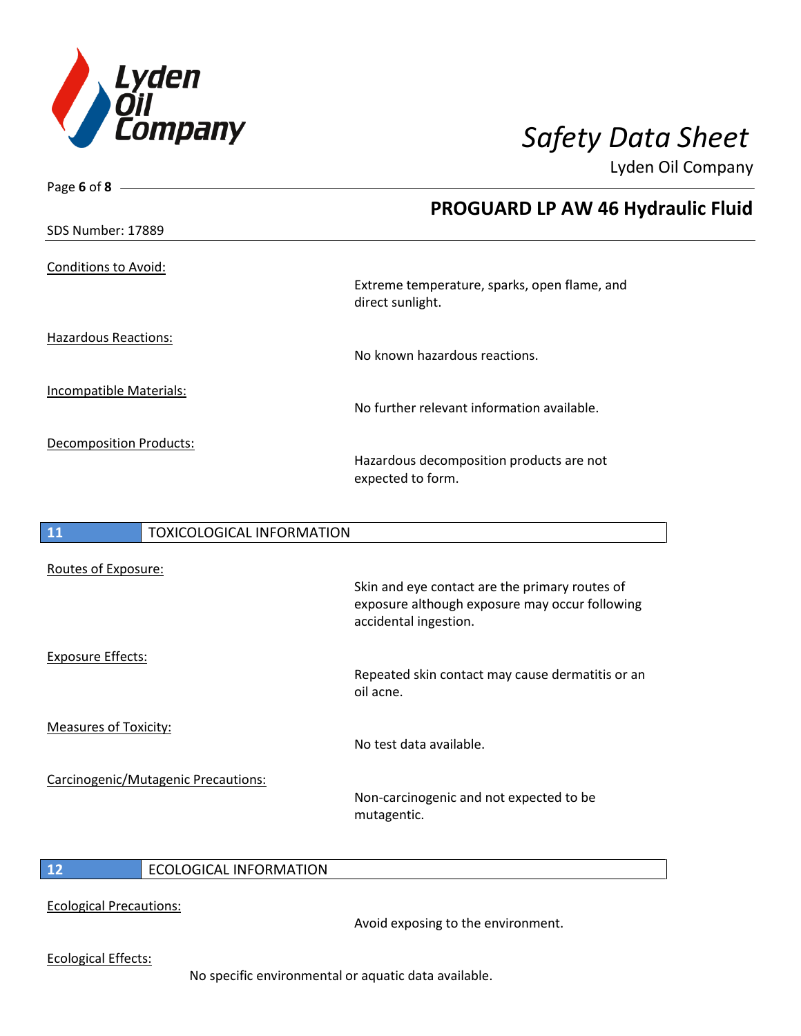Conditions to Avoid:

Extreme temperature, sparks, open flame, and direct sunlight.

Hazardous Reactions:

No known hazardous reactions.

Incompatible Materials:

No further relevant information available.

Decomposition Products:

Hazardous decomposition products are not expected to form.

## 11 TOXICOLOGICAL INFORMATION

Routes of Exposure:

Skin and eye contact are the primary routes of exposure although exposure may occur following accidental ingestion.

Exposure Effects:

Repeated skin contact may cause dermatitis or an oil acne.

Measures of Toxicity:

No test data available.

Carcinogenic/Mutagenic Precautions:

Non-carcinogenic and not expected to be mutagentic.

## 12 ECOLOGICAL INFORMATION

Ecological Precautions:

Avoid exposing to the environment.

Ecological Effects:

No specific environmental or aquatic data available.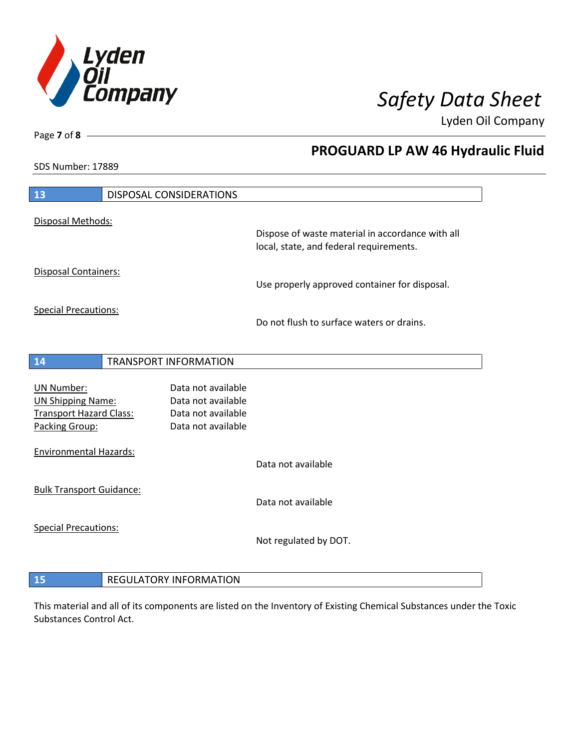## 13 DISPOSAL CONSIDERATIONS

Disposal Methods:

Dispose of waste material in accordance with all local, state, and federal requirements.

Disposal Containers:

Use properly approved container for disposal.

Special Precautions:

Do not flush to surface waters or drains.

## 14 TRANSPORT INFORMATION

| | |
|---|---|
| UN Number: | Data not available |
| UN Shipping Name: | Data not available |
| Transport Hazard Class: | Data not available |
| Packing Group: | Data not available |

Environmental Hazards:

Data not available

Bulk Transport Guidance:

Data not available

Special Precautions:

Not regulated by DOT.

## 15 REGULATORY INFORMATION

This material and all of its components are listed on the Inventory of Existing Chemical Substances under the Toxic Substances Control Act.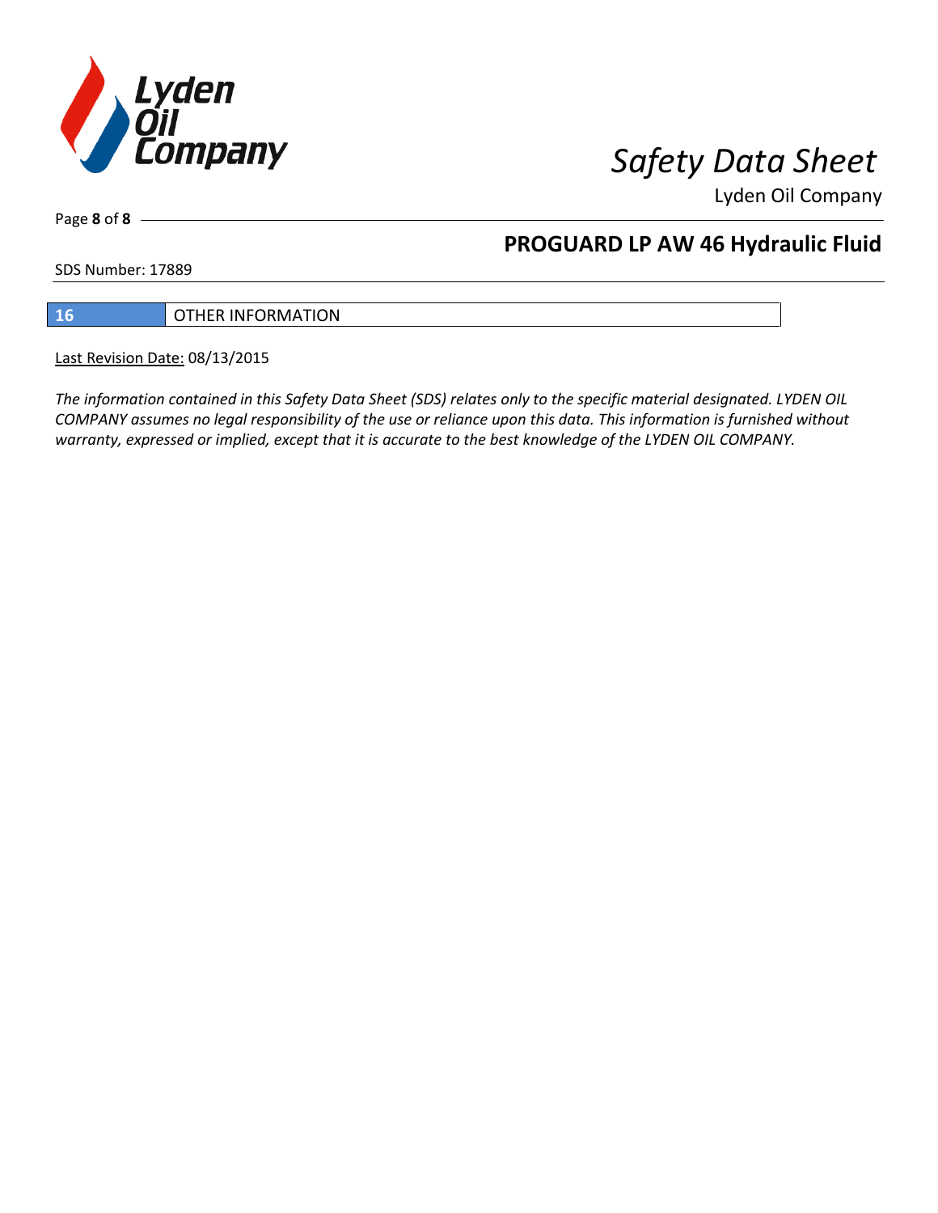## 16 OTHER INFORMATION

Last Revision Date: 08/13/2015

*The information contained in this Safety Data Sheet (SDS) relates only to the specific material designated. LYDEN OIL COMPANY assumes no legal responsibility of the use or reliance upon this data. This information is furnished without warranty, expressed or implied, except that it is accurate to the best knowledge of the LYDEN OIL COMPANY.*